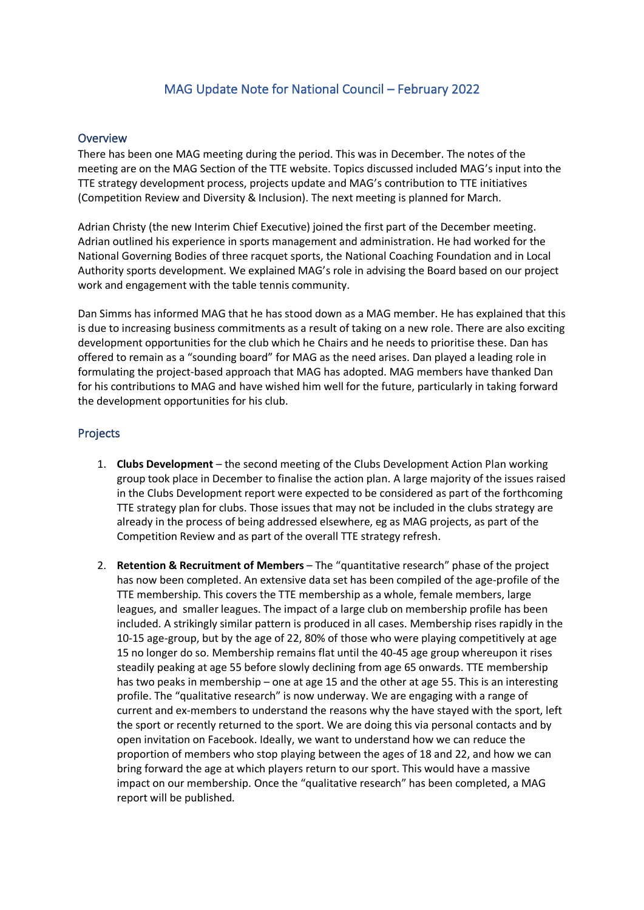# MAG Update Note for National Council – February 2022

## Overview

There has been one MAG meeting during the period. This was in December. The notes of the meeting are on the MAG Section of the TTE website. Topics discussed included MAG's input into the TTE strategy development process, projects update and MAG's contribution to TTE initiatives (Competition Review and Diversity & Inclusion). The next meeting is planned for March.

Adrian Christy (the new Interim Chief Executive) joined the first part of the December meeting. Adrian outlined his experience in sports management and administration. He had worked for the National Governing Bodies of three racquet sports, the National Coaching Foundation and in Local Authority sports development. We explained MAG's role in advising the Board based on our project work and engagement with the table tennis community.

Dan Simms has informed MAG that he has stood down as a MAG member. He has explained that this is due to increasing business commitments as a result of taking on a new role. There are also exciting development opportunities for the club which he Chairs and he needs to prioritise these. Dan has offered to remain as a "sounding board" for MAG as the need arises. Dan played a leading role in formulating the project-based approach that MAG has adopted. MAG members have thanked Dan for his contributions to MAG and have wished him well for the future, particularly in taking forward the development opportunities for his club.

## Projects

1. **Clubs Development** – the second meeting of the Clubs Development Action Plan working group took place in December to finalise the action plan. A large majority of the issues raised in the Clubs Development report were expected to be considered as part of the forthcoming TTE strategy plan for clubs. Those issues that may not be included in the clubs strategy are already in the process of being addressed elsewhere, eg as MAG projects, as part of the Competition Review and as part of the overall TTE strategy refresh.

2. **Retention & Recruitment of Members** – The "quantitative research" phase of the project has now been completed. An extensive data set has been compiled of the age-profile of the TTE membership. This covers the TTE membership as a whole, female members, large leagues, and smaller leagues. The impact of a large club on membership profile has been included. A strikingly similar pattern is produced in all cases. Membership rises rapidly in the 10-15 age-group, but by the age of 22, 80% of those who were playing competitively at age 15 no longer do so. Membership remains flat until the 40-45 age group whereupon it rises steadily peaking at age 55 before slowly declining from age 65 onwards. TTE membership has two peaks in membership – one at age 15 and the other at age 55. This is an interesting profile. The "qualitative research" is now underway. We are engaging with a range of current and ex-members to understand the reasons why the have stayed with the sport, left the sport or recently returned to the sport. We are doing this via personal contacts and by open invitation on Facebook. Ideally, we want to understand how we can reduce the proportion of members who stop playing between the ages of 18 and 22, and how we can bring forward the age at which players return to our sport. This would have a massive impact on our membership. Once the "qualitative research" has been completed, a MAG report will be published.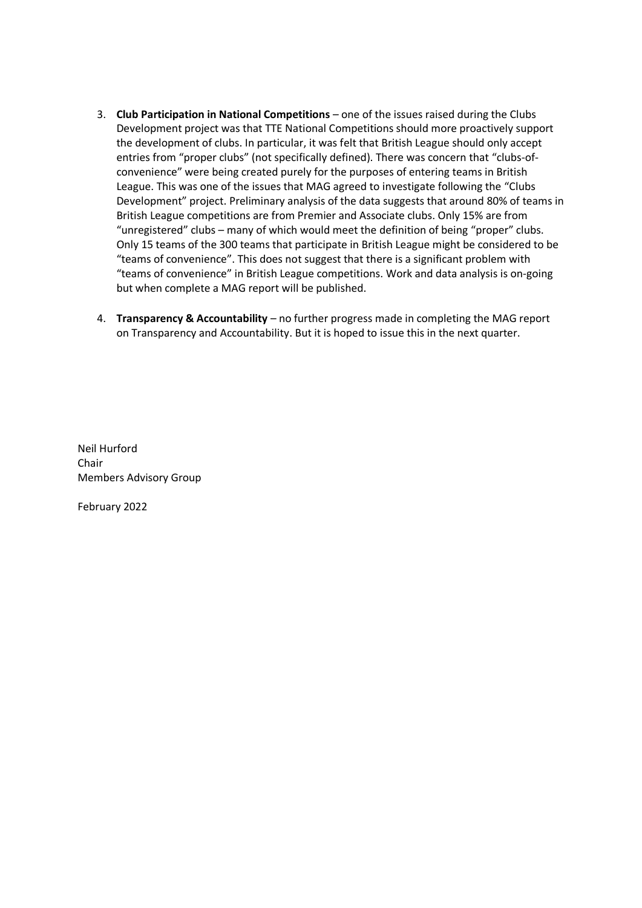3. **Club Participation in National Competitions** – one of the issues raised during the Clubs Development project was that TTE National Competitions should more proactively support the development of clubs. In particular, it was felt that British League should only accept entries from "proper clubs" (not specifically defined). There was concern that "clubs-of-convenience" were being created purely for the purposes of entering teams in British League. This was one of the issues that MAG agreed to investigate following the "Clubs Development" project. Preliminary analysis of the data suggests that around 80% of teams in British League competitions are from Premier and Associate clubs. Only 15% are from "unregistered" clubs – many of which would meet the definition of being "proper" clubs. Only 15 teams of the 300 teams that participate in British League might be considered to be "teams of convenience". This does not suggest that there is a significant problem with "teams of convenience" in British League competitions. Work and data analysis is on-going but when complete a MAG report will be published.

4. **Transparency & Accountability** – no further progress made in completing the MAG report on Transparency and Accountability. But it is hoped to issue this in the next quarter.

Neil Hurford
Chair
Members Advisory Group

February 2022